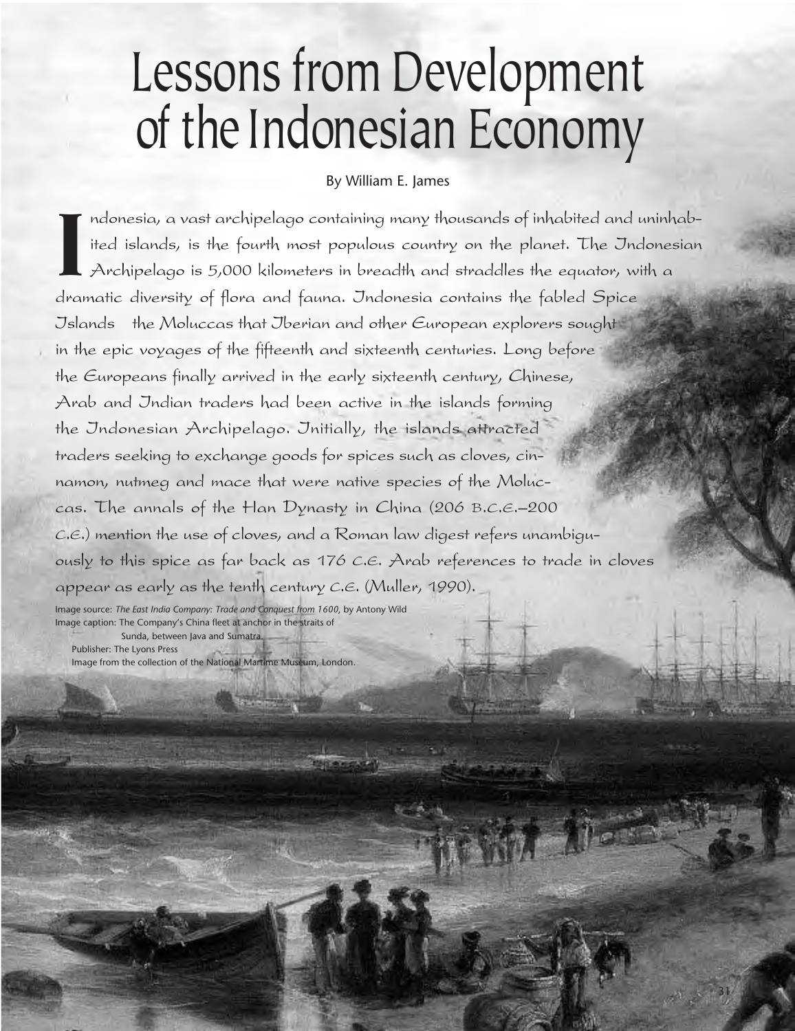# Lessons from Development of the Indonesian Economy

By William E. James

Indonesia, a vast archipelago containing many thousands of inhabited and uninhabited islands, is the fourth most populous country on the planet. The Indonesian Archipelago is 5,000 kilometers in breadth and straddles the equator, with a dramatic diversity of flora and fauna. Indonesia contains the fabled Spice Islands the Moluccas that Iberian and other European explorers sought in the epic voyages of the fifteenth and sixteenth centuries. Long before the Europeans finally arrived in the early sixteenth century, Chinese, Arab and Indian traders had been active in the islands forming the Indonesian Archipelago. Initially, the islands attracted traders seeking to exchange goods for spices such as cloves, cinnamon, nutmeg and mace that were native species of the Moluccas. The annals of the Han Dynasty in China (206 B.C.E.–200 C.E.) mention the use of cloves, and a Roman law digest refers unambiguously to this spice as far back as 176 C.E. Arab references to trade in cloves appear as early as the tenth century C.E. (Muller, 1990).

Image source: *The East India Company: Trade and Conquest from 1600*, by Antony Wild
Image caption: The Company's China fleet at anchor in the straits of Sunda, between Java and Sumatra.
Publisher: The Lyons Press
Image from the collection of the National Martime Museum, London.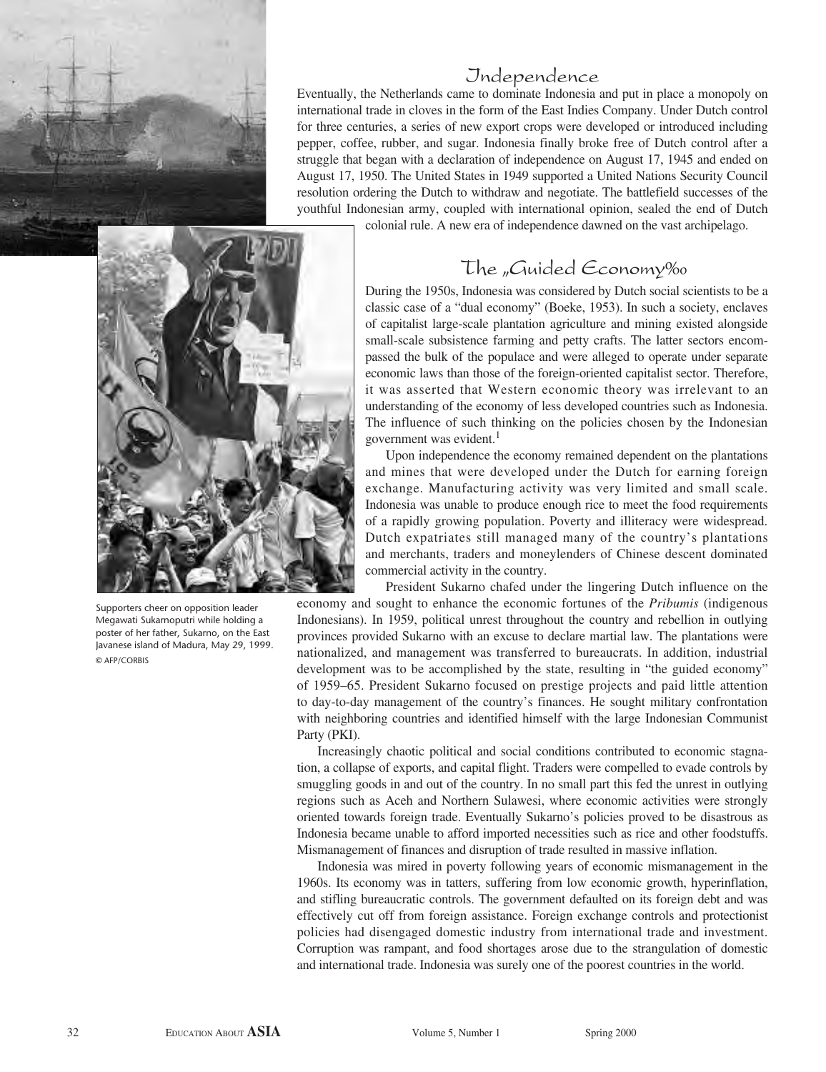## Independence

Eventually, the Netherlands came to dominate Indonesia and put in place a monopoly on international trade in cloves in the form of the East Indies Company. Under Dutch control for three centuries, a series of new export crops were developed or introduced including pepper, coffee, rubber, and sugar. Indonesia finally broke free of Dutch control after a struggle that began with a declaration of independence on August 17, 1945 and ended on August 17, 1950. The United States in 1949 supported a United Nations Security Council resolution ordering the Dutch to withdraw and negotiate. The battlefield successes of the youthful Indonesian army, coupled with international opinion, sealed the end of Dutch colonial rule. A new era of independence dawned on the vast archipelago.

Supporters cheer on opposition leader Megawati Sukarnoputri while holding a poster of her father, Sukarno, on the East Javanese island of Madura, May 29, 1999. © AFP/CORBIS

## The „Guided Economy‰

During the 1950s, Indonesia was considered by Dutch social scientists to be a classic case of a "dual economy" (Boeke, 1953). In such a society, enclaves of capitalist large-scale plantation agriculture and mining existed alongside small-scale subsistence farming and petty crafts. The latter sectors encompassed the bulk of the populace and were alleged to operate under separate economic laws than those of the foreign-oriented capitalist sector. Therefore, it was asserted that Western economic theory was irrelevant to an understanding of the economy of less developed countries such as Indonesia. The influence of such thinking on the policies chosen by the Indonesian government was evident.[1]

Upon independence the economy remained dependent on the plantations and mines that were developed under the Dutch for earning foreign exchange. Manufacturing activity was very limited and small scale. Indonesia was unable to produce enough rice to meet the food requirements of a rapidly growing population. Poverty and illiteracy were widespread. Dutch expatriates still managed many of the country's plantations and merchants, traders and moneylenders of Chinese descent dominated commercial activity in the country.

President Sukarno chafed under the lingering Dutch influence on the economy and sought to enhance the economic fortunes of the *Pribumis* (indigenous Indonesians). In 1959, political unrest throughout the country and rebellion in outlying provinces provided Sukarno with an excuse to declare martial law. The plantations were nationalized, and management was transferred to bureaucrats. In addition, industrial development was to be accomplished by the state, resulting in "the guided economy" of 1959–65. President Sukarno focused on prestige projects and paid little attention to day-to-day management of the country's finances. He sought military confrontation with neighboring countries and identified himself with the large Indonesian Communist Party (PKI).

Increasingly chaotic political and social conditions contributed to economic stagnation, a collapse of exports, and capital flight. Traders were compelled to evade controls by smuggling goods in and out of the country. In no small part this fed the unrest in outlying regions such as Aceh and Northern Sulawesi, where economic activities were strongly oriented towards foreign trade. Eventually Sukarno's policies proved to be disastrous as Indonesia became unable to afford imported necessities such as rice and other foodstuffs. Mismanagement of finances and disruption of trade resulted in massive inflation.

Indonesia was mired in poverty following years of economic mismanagement in the 1960s. Its economy was in tatters, suffering from low economic growth, hyperinflation, and stifling bureaucratic controls. The government defaulted on its foreign debt and was effectively cut off from foreign assistance. Foreign exchange controls and protectionist policies had disengaged domestic industry from international trade and investment. Corruption was rampant, and food shortages arose due to the strangulation of domestic and international trade. Indonesia was surely one of the poorest countries in the world.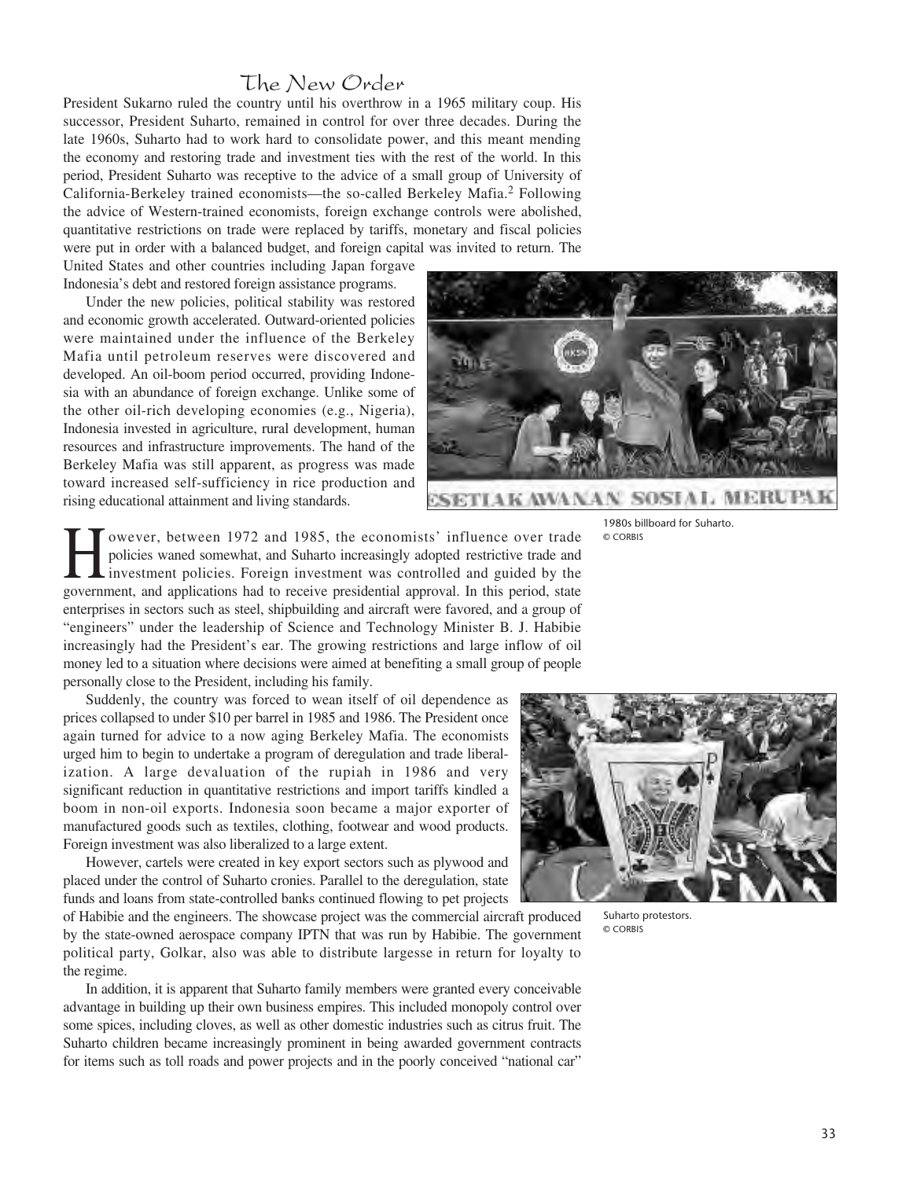## The New Order

President Sukarno ruled the country until his overthrow in a 1965 military coup. His successor, President Suharto, remained in control for over three decades. During the late 1960s, Suharto had to work hard to consolidate power, and this meant mending the economy and restoring trade and investment ties with the rest of the world. In this period, President Suharto was receptive to the advice of a small group of University of California-Berkeley trained economists—the so-called Berkeley Mafia.[2] Following the advice of Western-trained economists, foreign exchange controls were abolished, quantitative restrictions on trade were replaced by tariffs, monetary and fiscal policies were put in order with a balanced budget, and foreign capital was invited to return. The United States and other countries including Japan forgave Indonesia's debt and restored foreign assistance programs.

Under the new policies, political stability was restored and economic growth accelerated. Outward-oriented policies were maintained under the influence of the Berkeley Mafia until petroleum reserves were discovered and developed. An oil-boom period occurred, providing Indonesia with an abundance of foreign exchange. Unlike some of the other oil-rich developing economies (e.g., Nigeria), Indonesia invested in agriculture, rural development, human resources and infrastructure improvements. The hand of the Berkeley Mafia was still apparent, as progress was made toward increased self-sufficiency in rice production and rising educational attainment and living standards.

1980s billboard for Suharto.
© CORBIS

However, between 1972 and 1985, the economists' influence over trade policies waned somewhat, and Suharto increasingly adopted restrictive trade and investment policies. Foreign investment was controlled and guided by the government, and applications had to receive presidential approval. In this period, state enterprises in sectors such as steel, shipbuilding and aircraft were favored, and a group of "engineers" under the leadership of Science and Technology Minister B. J. Habibie increasingly had the President's ear. The growing restrictions and large inflow of oil money led to a situation where decisions were aimed at benefiting a small group of people personally close to the President, including his family.

Suddenly, the country was forced to wean itself of oil dependence as prices collapsed to under $10 per barrel in 1985 and 1986. The President once again turned for advice to a now aging Berkeley Mafia. The economists urged him to begin to undertake a program of deregulation and trade liberalization. A large devaluation of the rupiah in 1986 and very significant reduction in quantitative restrictions and import tariffs kindled a boom in non-oil exports. Indonesia soon became a major exporter of manufactured goods such as textiles, clothing, footwear and wood products. Foreign investment was also liberalized to a large extent.

However, cartels were created in key export sectors such as plywood and placed under the control of Suharto cronies. Parallel to the deregulation, state funds and loans from state-controlled banks continued flowing to pet projects of Habibie and the engineers. The showcase project was the commercial aircraft produced by the state-owned aerospace company IPTN that was run by Habibie. The government political party, Golkar, also was able to distribute largesse in return for loyalty to the regime.

Suharto protestors.
© CORBIS

In addition, it is apparent that Suharto family members were granted every conceivable advantage in building up their own business empires. This included monopoly control over some spices, including cloves, as well as other domestic industries such as citrus fruit. The Suharto children became increasingly prominent in being awarded government contracts for items such as toll roads and power projects and in the poorly conceived "national car"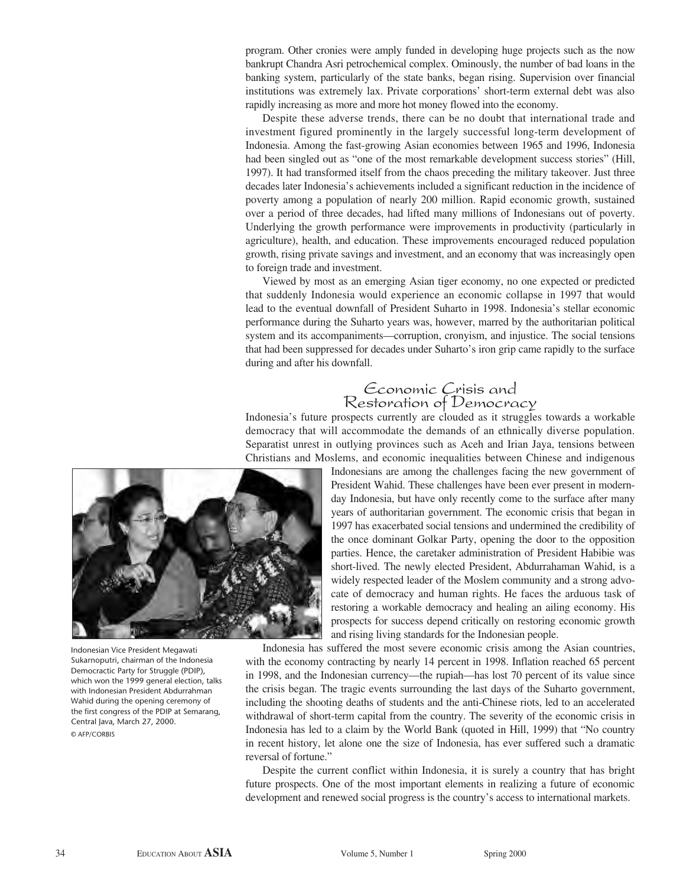program. Other cronies were amply funded in developing huge projects such as the now bankrupt Chandra Asri petrochemical complex. Ominously, the number of bad loans in the banking system, particularly of the state banks, began rising. Supervision over financial institutions was extremely lax. Private corporations' short-term external debt was also rapidly increasing as more and more hot money flowed into the economy.

Despite these adverse trends, there can be no doubt that international trade and investment figured prominently in the largely successful long-term development of Indonesia. Among the fast-growing Asian economies between 1965 and 1996, Indonesia had been singled out as "one of the most remarkable development success stories" (Hill, 1997). It had transformed itself from the chaos preceding the military takeover. Just three decades later Indonesia's achievements included a significant reduction in the incidence of poverty among a population of nearly 200 million. Rapid economic growth, sustained over a period of three decades, had lifted many millions of Indonesians out of poverty. Underlying the growth performance were improvements in productivity (particularly in agriculture), health, and education. These improvements encouraged reduced population growth, rising private savings and investment, and an economy that was increasingly open to foreign trade and investment.

Viewed by most as an emerging Asian tiger economy, no one expected or predicted that suddenly Indonesia would experience an economic collapse in 1997 that would lead to the eventual downfall of President Suharto in 1998. Indonesia's stellar economic performance during the Suharto years was, however, marred by the authoritarian political system and its accompaniments—corruption, cronyism, and injustice. The social tensions that had been suppressed for decades under Suharto's iron grip came rapidly to the surface during and after his downfall.

## Economic Crisis and Restoration of Democracy

Indonesia's future prospects currently are clouded as it struggles towards a workable democracy that will accommodate the demands of an ethnically diverse population. Separatist unrest in outlying provinces such as Aceh and Irian Jaya, tensions between Christians and Moslems, and economic inequalities between Chinese and indigenous Indonesians are among the challenges facing the new government of President Wahid. These challenges have been ever present in modern-day Indonesia, but have only recently come to the surface after many years of authoritarian government. The economic crisis that began in 1997 has exacerbated social tensions and undermined the credibility of the once dominant Golkar Party, opening the door to the opposition parties. Hence, the caretaker administration of President Habibie was short-lived. The newly elected President, Abdurrahaman Wahid, is a widely respected leader of the Moslem community and a strong advocate of democracy and human rights. He faces the arduous task of restoring a workable democracy and healing an ailing economy. His prospects for success depend critically on restoring economic growth and rising living standards for the Indonesian people.

Indonesian Vice President Megawati Sukarnoputri, chairman of the Indonesia Democractic Party for Struggle (PDIP), which won the 1999 general election, talks with Indonesian President Abdurrahman Wahid during the opening ceremony of the first congress of the PDIP at Semarang, Central Java, March 27, 2000.
© AFP/CORBIS

Indonesia has suffered the most severe economic crisis among the Asian countries, with the economy contracting by nearly 14 percent in 1998. Inflation reached 65 percent in 1998, and the Indonesian currency—the rupiah—has lost 70 percent of its value since the crisis began. The tragic events surrounding the last days of the Suharto government, including the shooting deaths of students and the anti-Chinese riots, led to an accelerated withdrawal of short-term capital from the country. The severity of the economic crisis in Indonesia has led to a claim by the World Bank (quoted in Hill, 1999) that "No country in recent history, let alone one the size of Indonesia, has ever suffered such a dramatic reversal of fortune."

Despite the current conflict within Indonesia, it is surely a country that has bright future prospects. One of the most important elements in realizing a future of economic development and renewed social progress is the country's access to international markets.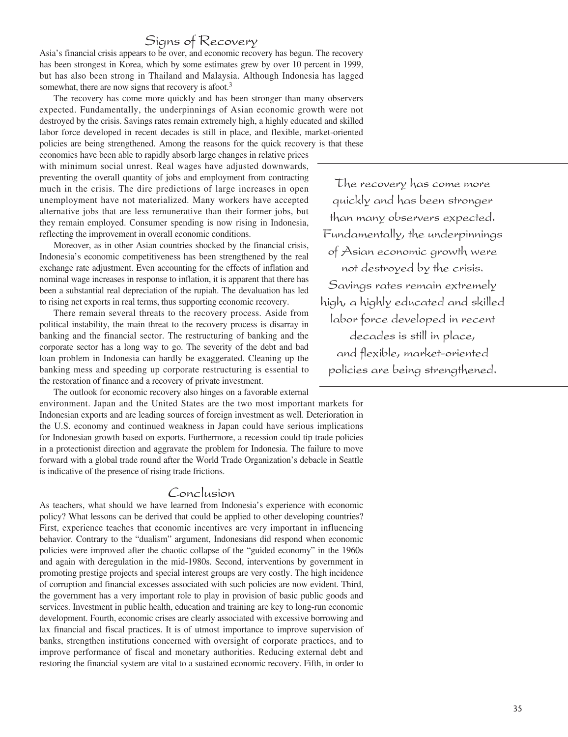## Signs of Recovery

Asia's financial crisis appears to be over, and economic recovery has begun. The recovery has been strongest in Korea, which by some estimates grew by over 10 percent in 1999, but has also been strong in Thailand and Malaysia. Although Indonesia has lagged somewhat, there are now signs that recovery is afoot.[3]

The recovery has come more quickly and has been stronger than many observers expected. Fundamentally, the underpinnings of Asian economic growth were not destroyed by the crisis. Savings rates remain extremely high, a highly educated and skilled labor force developed in recent decades is still in place, and flexible, market-oriented policies are being strengthened. Among the reasons for the quick recovery is that these economies have been able to rapidly absorb large changes in relative prices with minimum social unrest. Real wages have adjusted downwards, preventing the overall quantity of jobs and employment from contracting much in the crisis. The dire predictions of large increases in open unemployment have not materialized. Many workers have accepted alternative jobs that are less remunerative than their former jobs, but they remain employed. Consumer spending is now rising in Indonesia, reflecting the improvement in overall economic conditions.

> The recovery has come more quickly and has been stronger than many observers expected. Fundamentally, the underpinnings of Asian economic growth were not destroyed by the crisis. Savings rates remain extremely high, a highly educated and skilled labor force developed in recent decades is still in place, and flexible, market-oriented policies are being strengthened.

Moreover, as in other Asian countries shocked by the financial crisis, Indonesia's economic competitiveness has been strengthened by the real exchange rate adjustment. Even accounting for the effects of inflation and nominal wage increases in response to inflation, it is apparent that there has been a substantial real depreciation of the rupiah. The devaluation has led to rising net exports in real terms, thus supporting economic recovery.

There remain several threats to the recovery process. Aside from political instability, the main threat to the recovery process is disarray in banking and the financial sector. The restructuring of banking and the corporate sector has a long way to go. The severity of the debt and bad loan problem in Indonesia can hardly be exaggerated. Cleaning up the banking mess and speeding up corporate restructuring is essential to the restoration of finance and a recovery of private investment.

The outlook for economic recovery also hinges on a favorable external environment. Japan and the United States are the two most important markets for Indonesian exports and are leading sources of foreign investment as well. Deterioration in the U.S. economy and continued weakness in Japan could have serious implications for Indonesian growth based on exports. Furthermore, a recession could tip trade policies in a protectionist direction and aggravate the problem for Indonesia. The failure to move forward with a global trade round after the World Trade Organization's debacle in Seattle is indicative of the presence of rising trade frictions.

## Conclusion

As teachers, what should we have learned from Indonesia's experience with economic policy? What lessons can be derived that could be applied to other developing countries? First, experience teaches that economic incentives are very important in influencing behavior. Contrary to the "dualism" argument, Indonesians did respond when economic policies were improved after the chaotic collapse of the "guided economy" in the 1960s and again with deregulation in the mid-1980s. Second, interventions by government in promoting prestige projects and special interest groups are very costly. The high incidence of corruption and financial excesses associated with such policies are now evident. Third, the government has a very important role to play in provision of basic public goods and services. Investment in public health, education and training are key to long-run economic development. Fourth, economic crises are clearly associated with excessive borrowing and lax financial and fiscal practices. It is of utmost importance to improve supervision of banks, strengthen institutions concerned with oversight of corporate practices, and to improve performance of fiscal and monetary authorities. Reducing external debt and restoring the financial system are vital to a sustained economic recovery. Fifth, in order to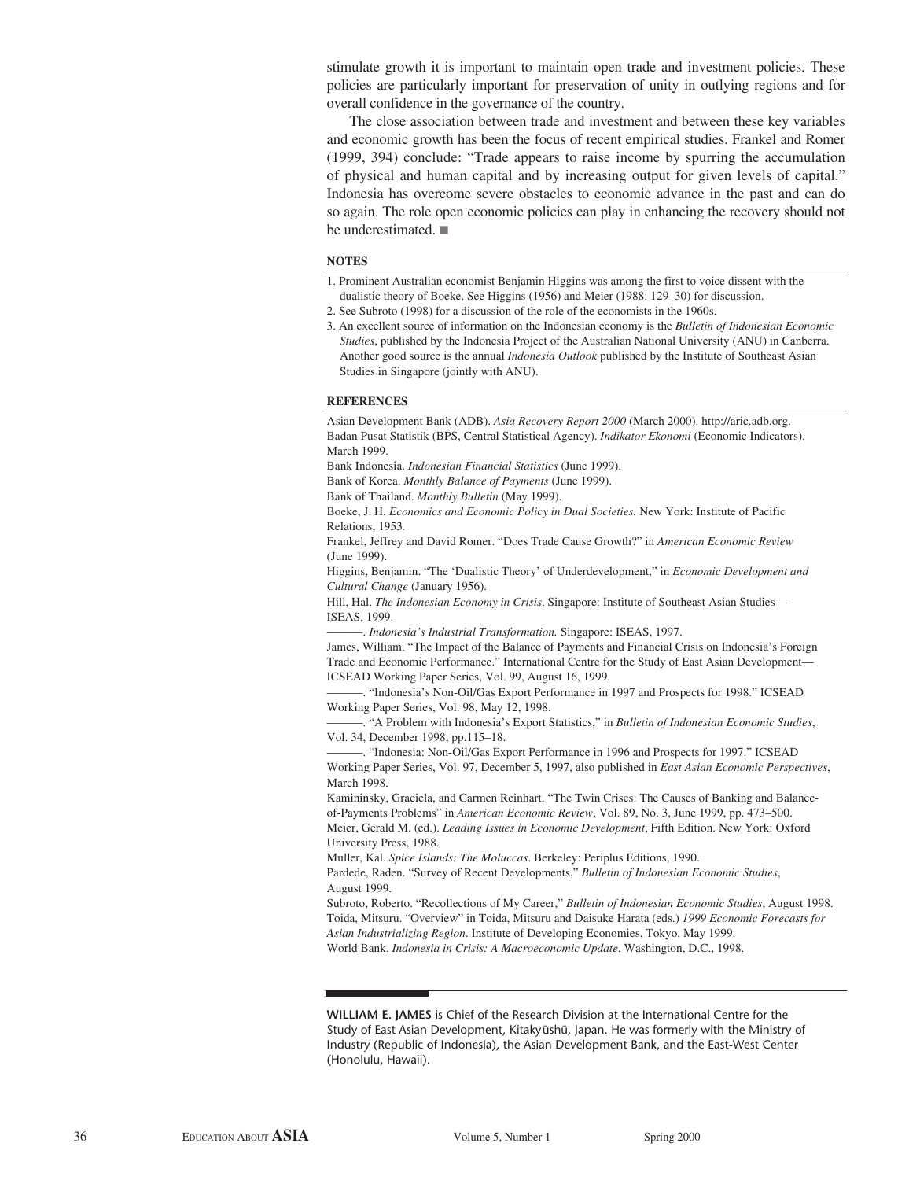stimulate growth it is important to maintain open trade and investment policies. These policies are particularly important for preservation of unity in outlying regions and for overall confidence in the governance of the country.

The close association between trade and investment and between these key variables and economic growth has been the focus of recent empirical studies. Frankel and Romer (1999, 394) conclude: "Trade appears to raise income by spurring the accumulation of physical and human capital and by increasing output for given levels of capital." Indonesia has overcome severe obstacles to economic advance in the past and can do so again. The role open economic policies can play in enhancing the recovery should not be underestimated. ■

### NOTES

1. Prominent Australian economist Benjamin Higgins was among the first to voice dissent with the dualistic theory of Boeke. See Higgins (1956) and Meier (1988: 129–30) for discussion.
2. See Subroto (1998) for a discussion of the role of the economists in the 1960s.
3. An excellent source of information on the Indonesian economy is the *Bulletin of Indonesian Economic Studies*, published by the Indonesia Project of the Australian National University (ANU) in Canberra. Another good source is the annual *Indonesia Outlook* published by the Institute of Southeast Asian Studies in Singapore (jointly with ANU).

### REFERENCES

Asian Development Bank (ADB). *Asia Recovery Report 2000* (March 2000). http://aric.adb.org.

Badan Pusat Statistik (BPS, Central Statistical Agency). *Indikator Ekonomi* (Economic Indicators). March 1999.

Bank Indonesia. *Indonesian Financial Statistics* (June 1999).

Bank of Korea. *Monthly Balance of Payments* (June 1999).

Bank of Thailand. *Monthly Bulletin* (May 1999).

Boeke, J. H. *Economics and Economic Policy in Dual Societies.* New York: Institute of Pacific Relations, 1953.

Frankel, Jeffrey and David Romer. "Does Trade Cause Growth?" in *American Economic Review* (June 1999).

Higgins, Benjamin. "The 'Dualistic Theory' of Underdevelopment," in *Economic Development and Cultural Change* (January 1956).

Hill, Hal. *The Indonesian Economy in Crisis*. Singapore: Institute of Southeast Asian Studies—ISEAS, 1999.

———. *Indonesia's Industrial Transformation.* Singapore: ISEAS, 1997.

James, William. "The Impact of the Balance of Payments and Financial Crisis on Indonesia's Foreign Trade and Economic Performance." International Centre for the Study of East Asian Development—ICSEAD Working Paper Series, Vol. 99, August 16, 1999.

———. "Indonesia's Non-Oil/Gas Export Performance in 1997 and Prospects for 1998." ICSEAD Working Paper Series, Vol. 98, May 12, 1998.

———. "A Problem with Indonesia's Export Statistics," in *Bulletin of Indonesian Economic Studies*, Vol. 34, December 1998, pp.115–18.

———. "Indonesia: Non-Oil/Gas Export Performance in 1996 and Prospects for 1997." ICSEAD Working Paper Series, Vol. 97, December 5, 1997, also published in *East Asian Economic Perspectives*, March 1998.

Kamininsky, Graciela, and Carmen Reinhart. "The Twin Crises: The Causes of Banking and Balance-of-Payments Problems" in *American Economic Review*, Vol. 89, No. 3, June 1999, pp. 473–500.

Meier, Gerald M. (ed.). *Leading Issues in Economic Development*, Fifth Edition. New York: Oxford University Press, 1988.

Muller, Kal. *Spice Islands: The Moluccas*. Berkeley: Periplus Editions, 1990.

Pardede, Raden. "Survey of Recent Developments," *Bulletin of Indonesian Economic Studies*, August 1999.

Subroto, Roberto. "Recollections of My Career," *Bulletin of Indonesian Economic Studies*, August 1998.

Toida, Mitsuru. "Overview" in Toida, Mitsuru and Daisuke Harata (eds.) *1999 Economic Forecasts for Asian Industrializing Region*. Institute of Developing Economies, Tokyo, May 1999.

World Bank. *Indonesia in Crisis: A Macroeconomic Update*, Washington, D.C., 1998.

---

**WILLIAM E. JAMES** is Chief of the Research Division at the International Centre for the Study of East Asian Development, Kitakyūshū, Japan. He was formerly with the Ministry of Industry (Republic of Indonesia), the Asian Development Bank, and the East-West Center (Honolulu, Hawaii).